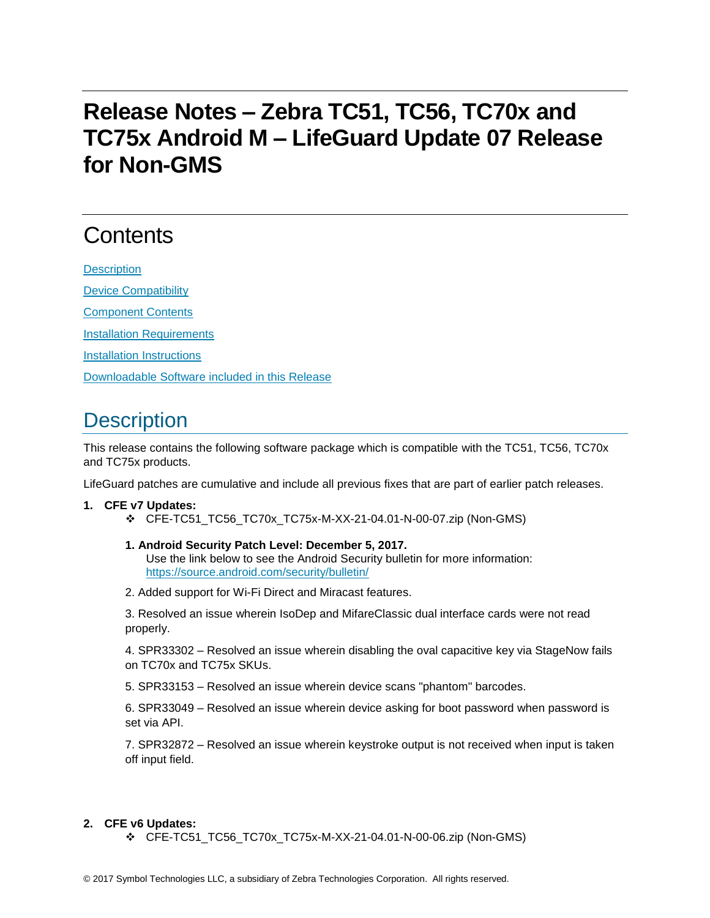# Release Notes – Zebra TC51, TC56, TC70x and TC75x Android M – LifeGuard Update 07 Release for Non-GMS

## Contents

[Description](#description)

[Device Compatibility](#device-compatibility)

[Component Contents](#component-contents)

[Installation Requirements](#installation-requirements)

[Installation Instructions](#installation-instructions)

[Downloadable Software included in this Release](#downloadable-software-included-in-this-release)

## Description

This release contains the following software package which is compatible with the TC51, TC56, TC70x and TC75x products.

LifeGuard patches are cumulative and include all previous fixes that are part of earlier patch releases.

1. **CFE v7 Updates:**
   - ❖ CFE-TC51_TC56_TC70x_TC75x-M-XX-21-04.01-N-00-07.zip (Non-GMS)

     1. **Android Security Patch Level: December 5, 2017.**
        Use the link below to see the Android Security bulletin for more information: [https://source.android.com/security/bulletin/](https://source.android.com/security/bulletin/)

     2. Added support for Wi-Fi Direct and Miracast features.

     3. Resolved an issue wherein IsoDep and MifareClassic dual interface cards were not read properly.

     4. SPR33302 – Resolved an issue wherein disabling the oval capacitive key via StageNow fails on TC70x and TC75x SKUs.

     5. SPR33153 – Resolved an issue wherein device scans "phantom" barcodes.

     6. SPR33049 – Resolved an issue wherein device asking for boot password when password is set via API.

     7. SPR32872 – Resolved an issue wherein keystroke output is not received when input is taken off input field.

2. **CFE v6 Updates:**
   - ❖ CFE-TC51_TC56_TC70x_TC75x-M-XX-21-04.01-N-00-06.zip (Non-GMS)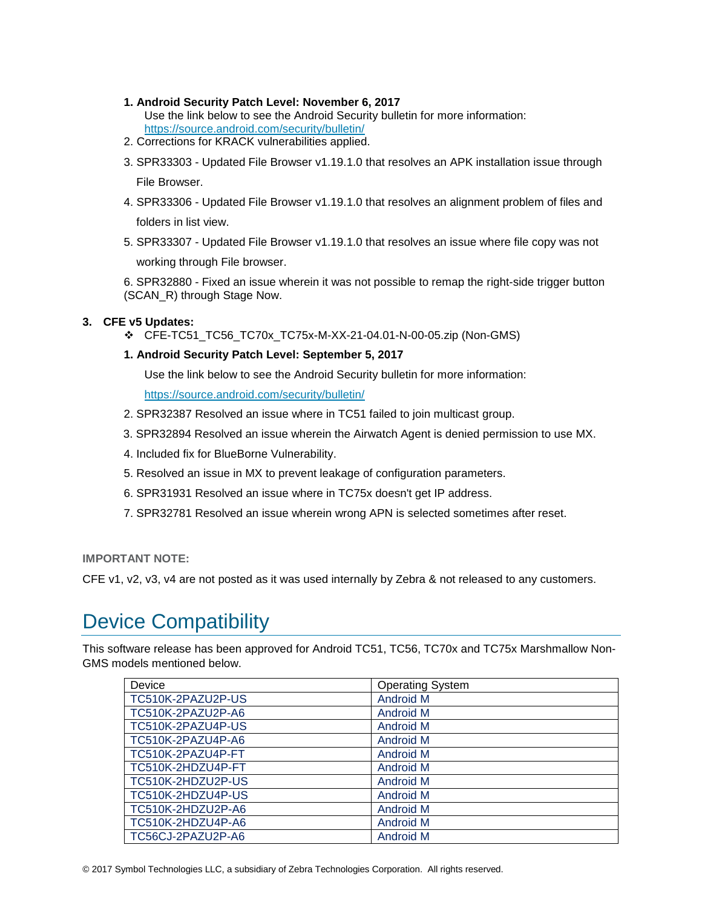1. **Android Security Patch Level: November 6, 2017**
   Use the link below to see the Android Security bulletin for more information:
   https://source.android.com/security/bulletin/
2. Corrections for KRACK vulnerabilities applied.
3. SPR33303 - Updated File Browser v1.19.1.0 that resolves an APK installation issue through File Browser.
4. SPR33306 - Updated File Browser v1.19.1.0 that resolves an alignment problem of files and folders in list view.
5. SPR33307 - Updated File Browser v1.19.1.0 that resolves an issue where file copy was not working through File browser.
6. SPR32880 - Fixed an issue wherein it was not possible to remap the right-side trigger button (SCAN_R) through Stage Now.

3. **CFE v5 Updates:**
   - ❖ CFE-TC51_TC56_TC70x_TC75x-M-XX-21-04.01-N-00-05.zip (Non-GMS)

   1. **Android Security Patch Level: September 5, 2017**

      Use the link below to see the Android Security bulletin for more information:

      https://source.android.com/security/bulletin/
   2. SPR32387 Resolved an issue where in TC51 failed to join multicast group.
   3. SPR32894 Resolved an issue wherein the Airwatch Agent is denied permission to use MX.
   4. Included fix for BlueBorne Vulnerability.
   5. Resolved an issue in MX to prevent leakage of configuration parameters.
   6. SPR31931 Resolved an issue where in TC75x doesn't get IP address.
   7. SPR32781 Resolved an issue wherein wrong APN is selected sometimes after reset.

**IMPORTANT NOTE:**

CFE v1, v2, v3, v4 are not posted as it was used internally by Zebra & not released to any customers.

# Device Compatibility

This software release has been approved for Android TC51, TC56, TC70x and TC75x Marshmallow Non-GMS models mentioned below.

| Device | Operating System |
|---|---|
| TC510K-2PAZU2P-US | Android M |
| TC510K-2PAZU2P-A6 | Android M |
| TC510K-2PAZU4P-US | Android M |
| TC510K-2PAZU4P-A6 | Android M |
| TC510K-2PAZU4P-FT | Android M |
| TC510K-2HDZU4P-FT | Android M |
| TC510K-2HDZU2P-US | Android M |
| TC510K-2HDZU4P-US | Android M |
| TC510K-2HDZU2P-A6 | Android M |
| TC510K-2HDZU4P-A6 | Android M |
| TC56CJ-2PAZU2P-A6 | Android M |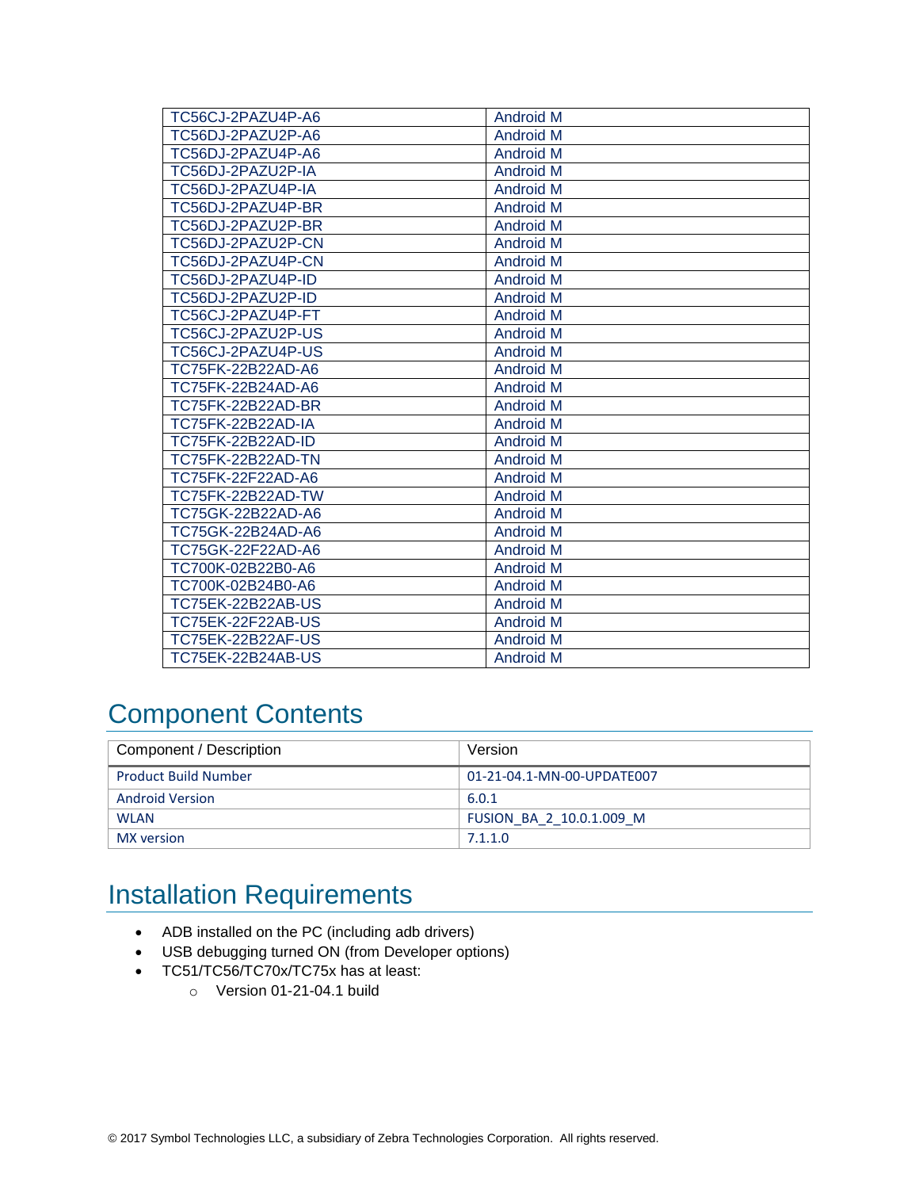| TC56CJ-2PAZU4P-A6 | Android M |
|---|---|
| TC56DJ-2PAZU2P-A6 | Android M |
| TC56DJ-2PAZU4P-A6 | Android M |
| TC56DJ-2PAZU2P-IA | Android M |
| TC56DJ-2PAZU4P-IA | Android M |
| TC56DJ-2PAZU4P-BR | Android M |
| TC56DJ-2PAZU2P-BR | Android M |
| TC56DJ-2PAZU2P-CN | Android M |
| TC56DJ-2PAZU4P-CN | Android M |
| TC56DJ-2PAZU4P-ID | Android M |
| TC56DJ-2PAZU2P-ID | Android M |
| TC56CJ-2PAZU4P-FT | Android M |
| TC56CJ-2PAZU2P-US | Android M |
| TC56CJ-2PAZU4P-US | Android M |
| TC75FK-22B22AD-A6 | Android M |
| TC75FK-22B24AD-A6 | Android M |
| TC75FK-22B22AD-BR | Android M |
| TC75FK-22B22AD-IA | Android M |
| TC75FK-22B22AD-ID | Android M |
| TC75FK-22B22AD-TN | Android M |
| TC75FK-22F22AD-A6 | Android M |
| TC75FK-22B22AD-TW | Android M |
| TC75GK-22B22AD-A6 | Android M |
| TC75GK-22B24AD-A6 | Android M |
| TC75GK-22F22AD-A6 | Android M |
| TC700K-02B22B0-A6 | Android M |
| TC700K-02B24B0-A6 | Android M |
| TC75EK-22B22AB-US | Android M |
| TC75EK-22F22AB-US | Android M |
| TC75EK-22B22AF-US | Android M |
| TC75EK-22B24AB-US | Android M |

# Component Contents

| Component / Description | Version |
|---|---|
| Product Build Number | 01-21-04.1-MN-00-UPDATE007 |
| Android Version | 6.0.1 |
| WLAN | FUSION_BA_2_10.0.1.009_M |
| MX version | 7.1.1.0 |

# Installation Requirements

- ADB installed on the PC (including adb drivers)
- USB debugging turned ON (from Developer options)
- TC51/TC56/TC70x/TC75x has at least:
  - Version 01-21-04.1 build

© 2017 Symbol Technologies LLC, a subsidiary of Zebra Technologies Corporation. All rights reserved.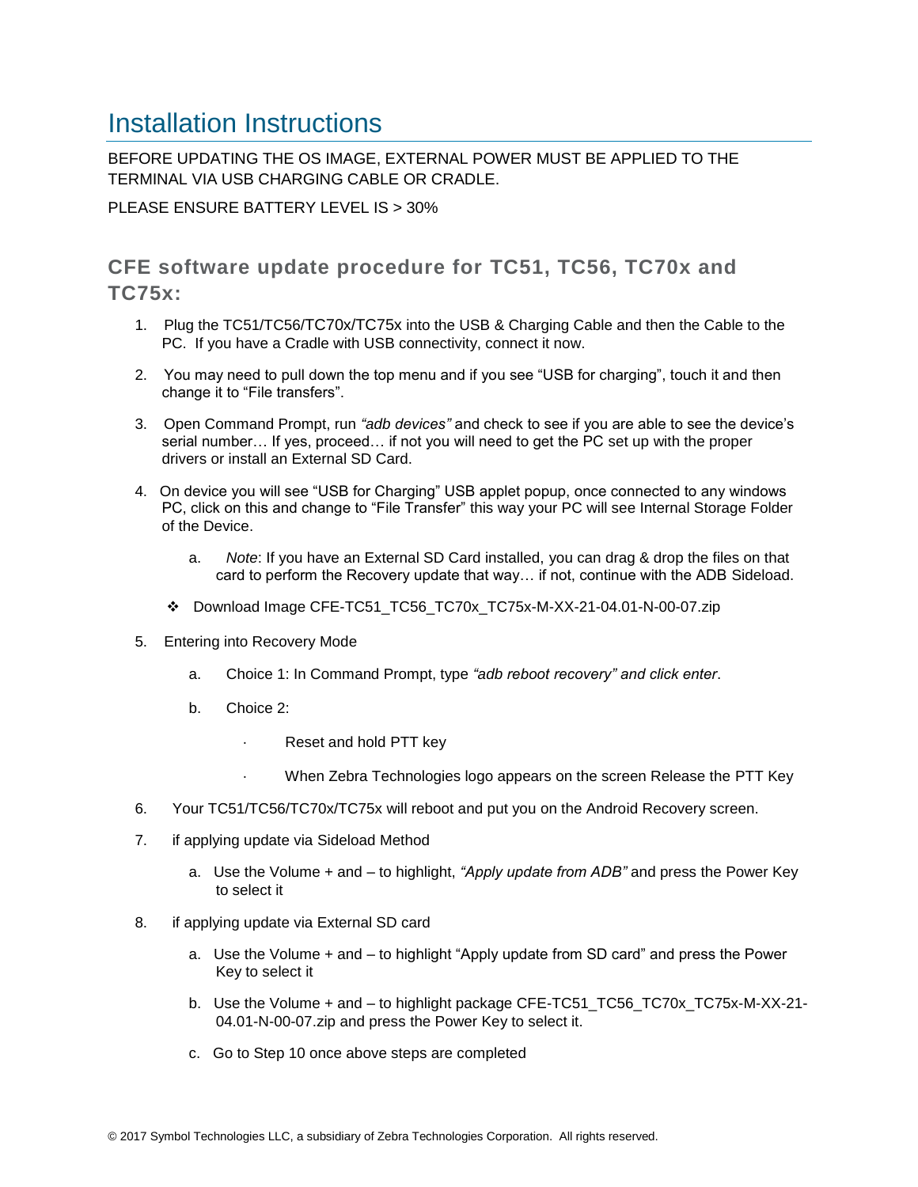# Installation Instructions

BEFORE UPDATING THE OS IMAGE, EXTERNAL POWER MUST BE APPLIED TO THE TERMINAL VIA USB CHARGING CABLE OR CRADLE.

PLEASE ENSURE BATTERY LEVEL IS > 30%

## CFE software update procedure for TC51, TC56, TC70x and TC75x:

1. Plug the TC51/TC56/TC70x/TC75x into the USB & Charging Cable and then the Cable to the PC. If you have a Cradle with USB connectivity, connect it now.
2. You may need to pull down the top menu and if you see “USB for charging”, touch it and then change it to “File transfers”.
3. Open Command Prompt, run *“adb devices”* and check to see if you are able to see the device’s serial number… If yes, proceed… if not you will need to get the PC set up with the proper drivers or install an External SD Card.
4. On device you will see “USB for Charging” USB applet popup, once connected to any windows PC, click on this and change to “File Transfer” this way your PC will see Internal Storage Folder of the Device.
   a. *Note*: If you have an External SD Card installed, you can drag & drop the files on that card to perform the Recovery update that way… if not, continue with the ADB Sideload.

   ❖ Download Image CFE-TC51_TC56_TC70x_TC75x-M-XX-21-04.01-N-00-07.zip
5. Entering into Recovery Mode
   a. Choice 1: In Command Prompt, type *“adb reboot recovery” and click enter*.
   b. Choice 2:
      - Reset and hold PTT key
      - When Zebra Technologies logo appears on the screen Release the PTT Key
6. Your TC51/TC56/TC70x/TC75x will reboot and put you on the Android Recovery screen.
7. if applying update via Sideload Method
   a. Use the Volume + and – to highlight, *“Apply update from ADB”* and press the Power Key to select it
8. if applying update via External SD card
   a. Use the Volume + and – to highlight “Apply update from SD card” and press the Power Key to select it
   b. Use the Volume + and – to highlight package CFE-TC51_TC56_TC70x_TC75x-M-XX-21-04.01-N-00-07.zip and press the Power Key to select it.
   c. Go to Step 10 once above steps are completed

© 2017 Symbol Technologies LLC, a subsidiary of Zebra Technologies Corporation. All rights reserved.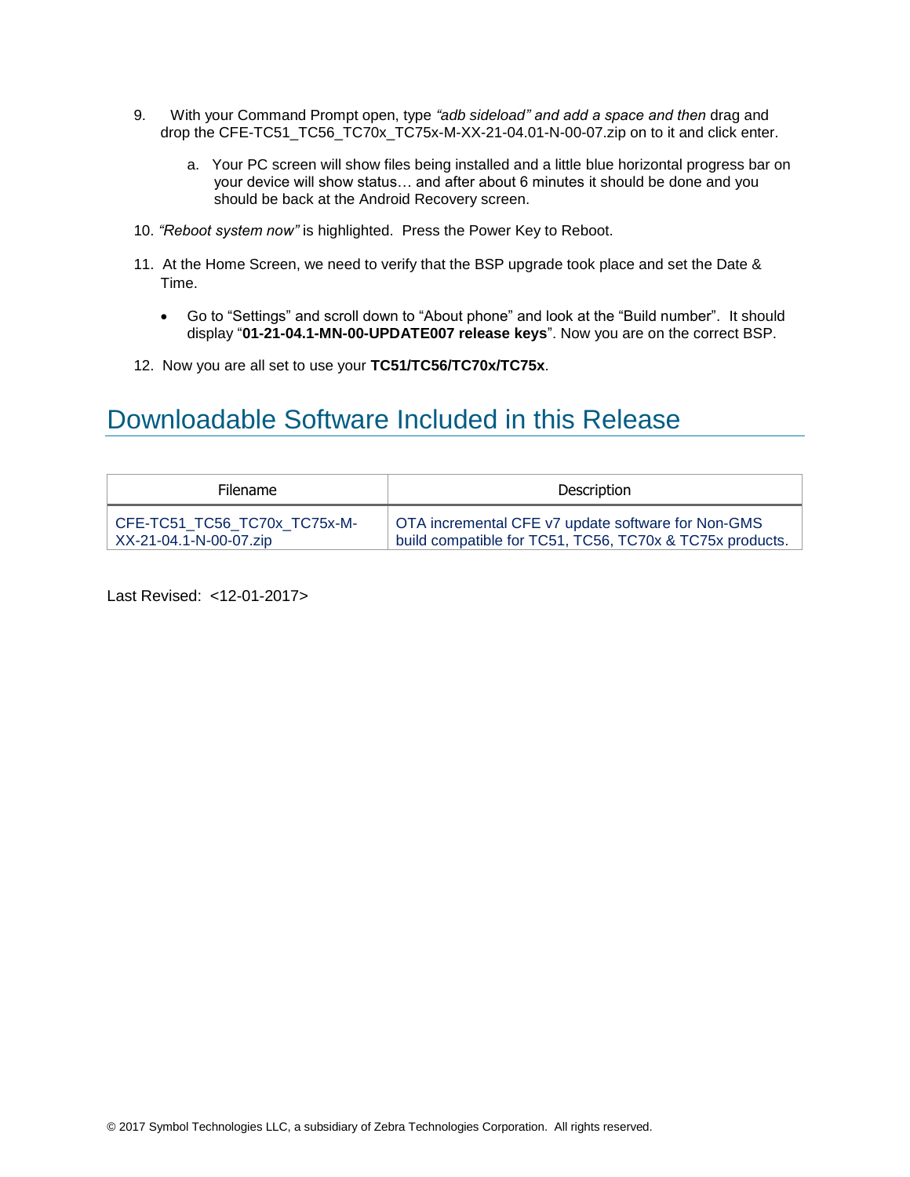9. With your Command Prompt open, type *“adb sideload” and add a space and then* drag and drop the CFE-TC51_TC56_TC70x_TC75x-M-XX-21-04.01-N-00-07.zip on to it and click enter.

   a. Your PC screen will show files being installed and a little blue horizontal progress bar on your device will show status… and after about 6 minutes it should be done and you should be back at the Android Recovery screen.

10. *“Reboot system now”* is highlighted. Press the Power Key to Reboot.

11. At the Home Screen, we need to verify that the BSP upgrade took place and set the Date & Time.

    - Go to “Settings” and scroll down to “About phone” and look at the “Build number”. It should display “**01-21-04.1-MN-00-UPDATE007 release keys**”. Now you are on the correct BSP.

12. Now you are all set to use your **TC51/TC56/TC70x/TC75x**.

## Downloadable Software Included in this Release

| Filename | Description |
| --- | --- |
| CFE-TC51_TC56_TC70x_TC75x-M-XX-21-04.1-N-00-07.zip | OTA incremental CFE v7 update software for Non-GMS build compatible for TC51, TC56, TC70x & TC75x products. |

Last Revised: <12-01-2017>

© 2017 Symbol Technologies LLC, a subsidiary of Zebra Technologies Corporation. All rights reserved.